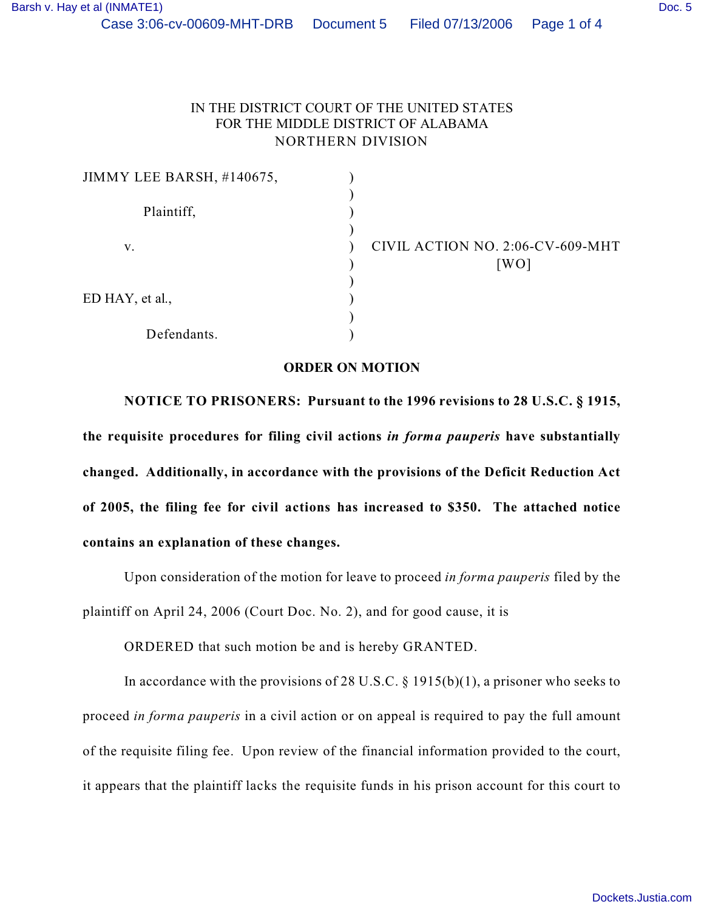IN THE DISTRICT COURT OF THE UNITED STATES
FOR THE MIDDLE DISTRICT OF ALABAMA
NORTHERN DIVISION

JIMMY LEE BARSH, #140675,

Plaintiff,

v.

ED HAY, et al.,

Defendants.

CIVIL ACTION NO. 2:06-CV-609-MHT
[WO]

## ORDER ON MOTION

**NOTICE TO PRISONERS: Pursuant to the 1996 revisions to 28 U.S.C. § 1915, the requisite procedures for filing civil actions *in forma pauperis* have substantially changed. Additionally, in accordance with the provisions of the Deficit Reduction Act of 2005, the filing fee for civil actions has increased to $350. The attached notice contains an explanation of these changes.**

Upon consideration of the motion for leave to proceed *in forma pauperis* filed by the plaintiff on April 24, 2006 (Court Doc. No. 2), and for good cause, it is

ORDERED that such motion be and is hereby GRANTED.

In accordance with the provisions of 28 U.S.C. § 1915(b)(1), a prisoner who seeks to proceed *in forma pauperis* in a civil action or on appeal is required to pay the full amount of the requisite filing fee. Upon review of the financial information provided to the court, it appears that the plaintiff lacks the requisite funds in his prison account for this court to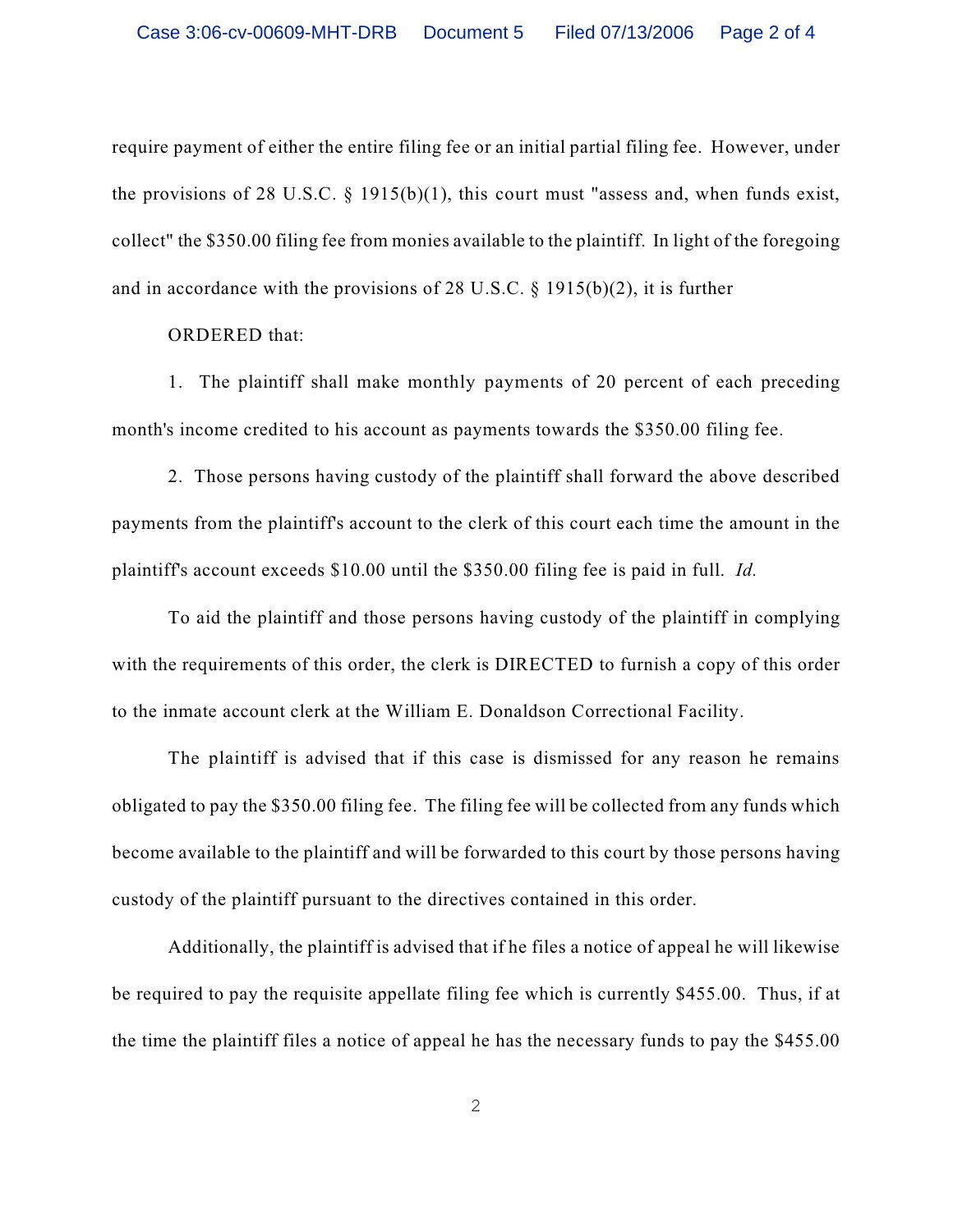require payment of either the entire filing fee or an initial partial filing fee. However, under the provisions of 28 U.S.C. § 1915(b)(1), this court must "assess and, when funds exist, collect" the $350.00 filing fee from monies available to the plaintiff. In light of the foregoing and in accordance with the provisions of 28 U.S.C. § 1915(b)(2), it is further

ORDERED that:

1. The plaintiff shall make monthly payments of 20 percent of each preceding month's income credited to his account as payments towards the $350.00 filing fee.

2. Those persons having custody of the plaintiff shall forward the above described payments from the plaintiff's account to the clerk of this court each time the amount in the plaintiff's account exceeds $10.00 until the $350.00 filing fee is paid in full. *Id.*

To aid the plaintiff and those persons having custody of the plaintiff in complying with the requirements of this order, the clerk is DIRECTED to furnish a copy of this order to the inmate account clerk at the William E. Donaldson Correctional Facility.

The plaintiff is advised that if this case is dismissed for any reason he remains obligated to pay the $350.00 filing fee. The filing fee will be collected from any funds which become available to the plaintiff and will be forwarded to this court by those persons having custody of the plaintiff pursuant to the directives contained in this order.

Additionally, the plaintiff is advised that if he files a notice of appeal he will likewise be required to pay the requisite appellate filing fee which is currently $455.00. Thus, if at the time the plaintiff files a notice of appeal he has the necessary funds to pay the $455.00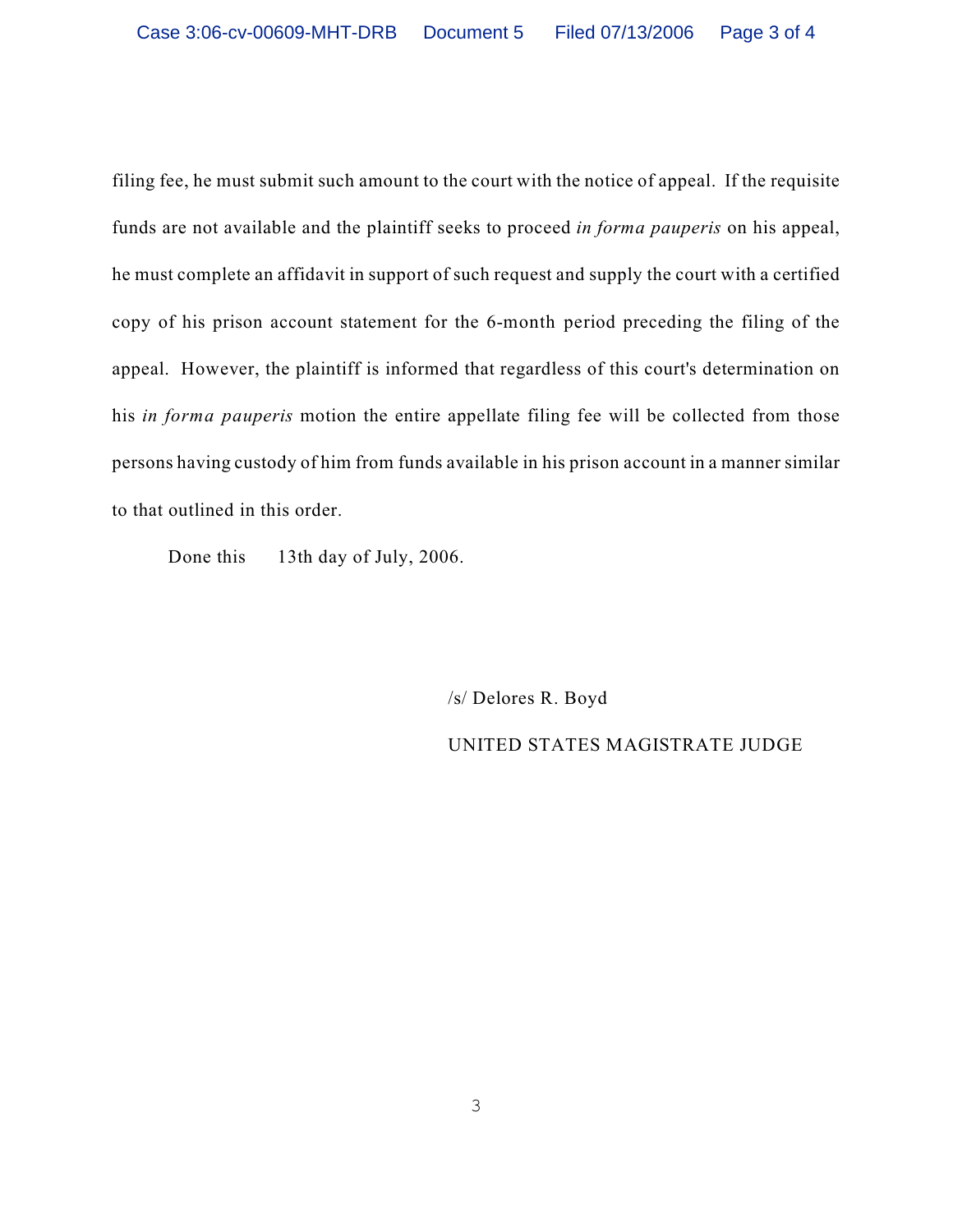filing fee, he must submit such amount to the court with the notice of appeal. If the requisite funds are not available and the plaintiff seeks to proceed *in forma pauperis* on his appeal, he must complete an affidavit in support of such request and supply the court with a certified copy of his prison account statement for the 6-month period preceding the filing of the appeal. However, the plaintiff is informed that regardless of this court's determination on his *in forma pauperis* motion the entire appellate filing fee will be collected from those persons having custody of him from funds available in his prison account in a manner similar to that outlined in this order.

Done this 13th day of July, 2006.

/s/ Delores R. Boyd

UNITED STATES MAGISTRATE JUDGE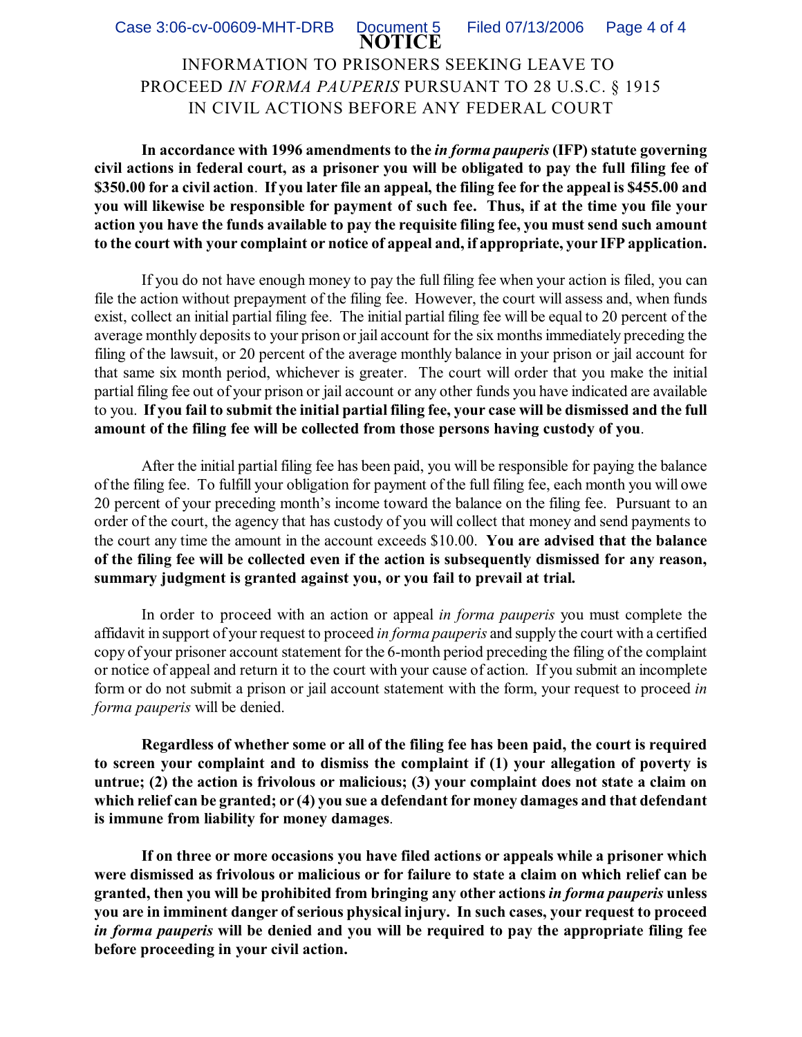# NOTICE

## INFORMATION TO PRISONERS SEEKING LEAVE TO PROCEED *IN FORMA PAUPERIS* PURSUANT TO 28 U.S.C. § 1915 IN CIVIL ACTIONS BEFORE ANY FEDERAL COURT

**In accordance with 1996 amendments to the *in forma pauperis* (IFP) statute governing civil actions in federal court, as a prisoner you will be obligated to pay the full filing fee of $350.00 for a civil action. If you later file an appeal, the filing fee for the appeal is $455.00 and you will likewise be responsible for payment of such fee. Thus, if at the time you file your action you have the funds available to pay the requisite filing fee, you must send such amount to the court with your complaint or notice of appeal and, if appropriate, your IFP application.**

If you do not have enough money to pay the full filing fee when your action is filed, you can file the action without prepayment of the filing fee. However, the court will assess and, when funds exist, collect an initial partial filing fee. The initial partial filing fee will be equal to 20 percent of the average monthly deposits to your prison or jail account for the six months immediately preceding the filing of the lawsuit, or 20 percent of the average monthly balance in your prison or jail account for that same six month period, whichever is greater. The court will order that you make the initial partial filing fee out of your prison or jail account or any other funds you have indicated are available to you. **If you fail to submit the initial partial filing fee, your case will be dismissed and the full amount of the filing fee will be collected from those persons having custody of you**.

After the initial partial filing fee has been paid, you will be responsible for paying the balance of the filing fee. To fulfill your obligation for payment of the full filing fee, each month you will owe 20 percent of your preceding month's income toward the balance on the filing fee. Pursuant to an order of the court, the agency that has custody of you will collect that money and send payments to the court any time the amount in the account exceeds $10.00. **You are advised that the balance of the filing fee will be collected even if the action is subsequently dismissed for any reason, summary judgment is granted against you, or you fail to prevail at trial.**

In order to proceed with an action or appeal *in forma pauperis* you must complete the affidavit in support of your request to proceed *in forma pauperis* and supply the court with a certified copy of your prisoner account statement for the 6-month period preceding the filing of the complaint or notice of appeal and return it to the court with your cause of action. If you submit an incomplete form or do not submit a prison or jail account statement with the form, your request to proceed *in forma pauperis* will be denied.

**Regardless of whether some or all of the filing fee has been paid, the court is required to screen your complaint and to dismiss the complaint if (1) your allegation of poverty is untrue; (2) the action is frivolous or malicious; (3) your complaint does not state a claim on which relief can be granted; or (4) you sue a defendant for money damages and that defendant is immune from liability for money damages**.

**If on three or more occasions you have filed actions or appeals while a prisoner which were dismissed as frivolous or malicious or for failure to state a claim on which relief can be granted, then you will be prohibited from bringing any other actions *in forma pauperis* unless you are in imminent danger of serious physical injury. In such cases, your request to proceed *in forma pauperis* will be denied and you will be required to pay the appropriate filing fee before proceeding in your civil action.**